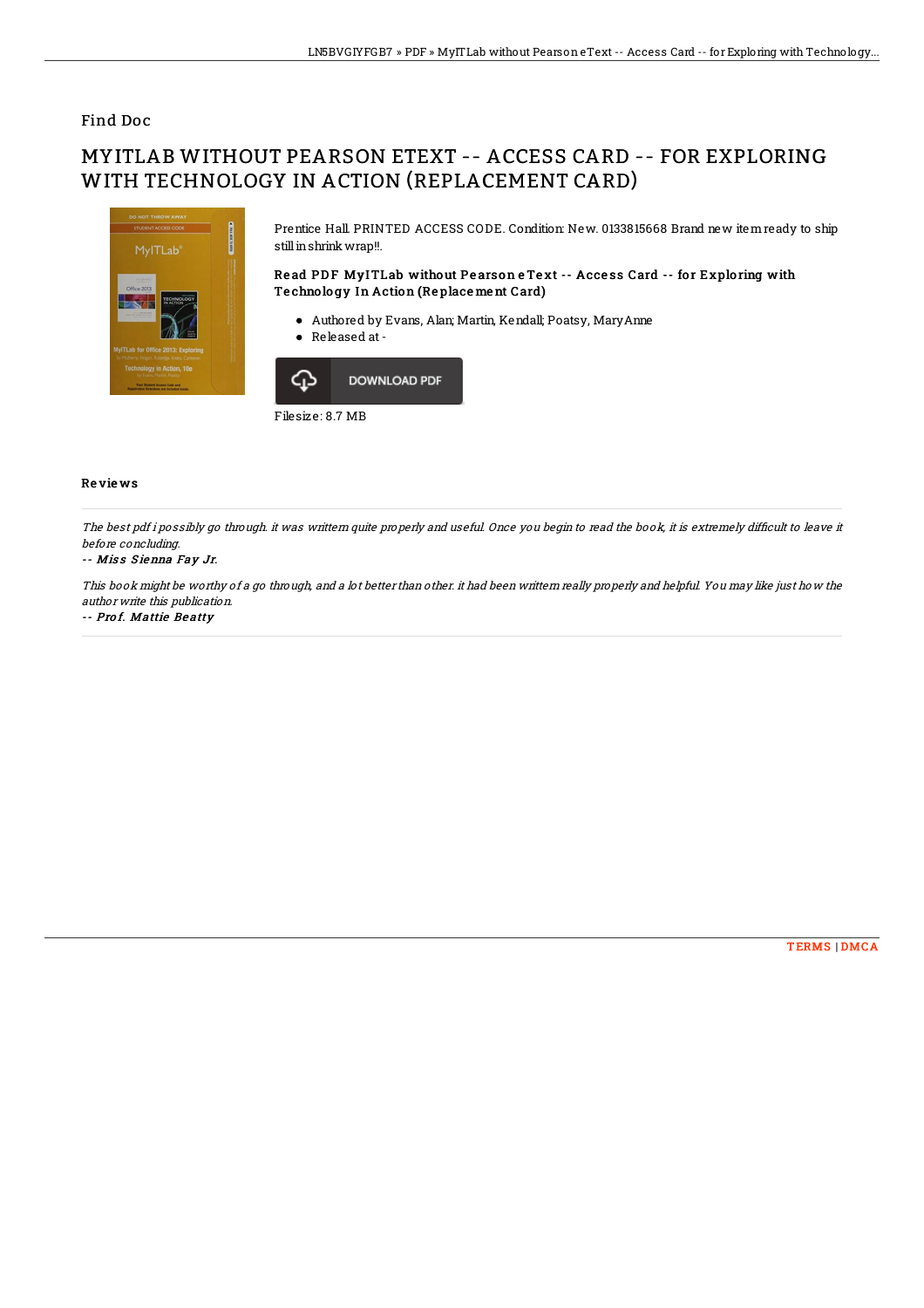Find Doc

# MYITLAB WITHOUT PEARSON ETEXT -- ACCESS CARD -- FOR EXPLORING WITH TECHNOLOGY IN ACTION (REPLACEMENT CARD)

Prentice Hall. PRINTED ACCESS CODE. Condition: New. 0133815668 Brand new item ready to ship still in shrink wrap!!.

### Read PDF MyITLab without Pearson eText -- Access Card -- for Exploring with Technology In Action (Replacement Card)

- Authored by Evans, Alan; Martin, Kendall; Poatsy, MaryAnne
- Released at -

DOWNLOAD PDF

Filesize: 8.7 MB

## Reviews

*The best pdf i possibly go through. it was writtern quite properly and useful. Once you begin to read the book, it is extremely difficult to leave it before concluding.*

*-- Miss Sienna Fay Jr.*

*This book might be worthy of a go through, and a lot better than other. it had been writtern really properly and helpful. You may like just how the author write this publication.*

*-- Prof. Mattie Beatty*

TERMS | DMCA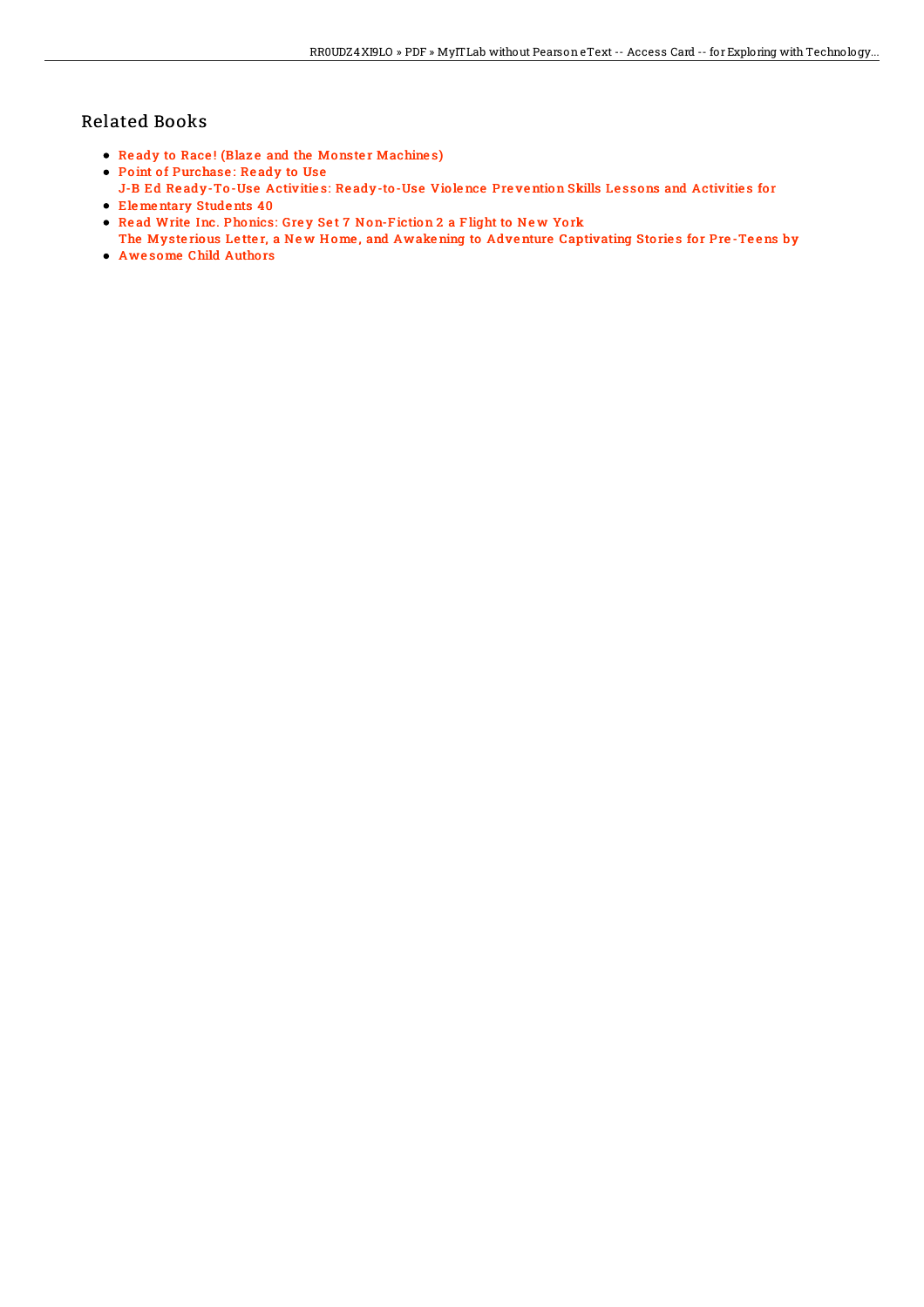## Related Books

- Ready to Race! (Blaze and the Monster Machines)
- Point of Purchase: Ready to Use
- J-B Ed Ready-To-Use Activities: Ready-to-Use Violence Prevention Skills Lessons and Activities for Elementary Students 40
- Read Write Inc. Phonics: Grey Set 7 Non-Fiction 2 a Flight to New York
- The Mysterious Letter, a New Home, and Awakening to Adventure Captivating Stories for Pre-Teens by Awesome Child Authors